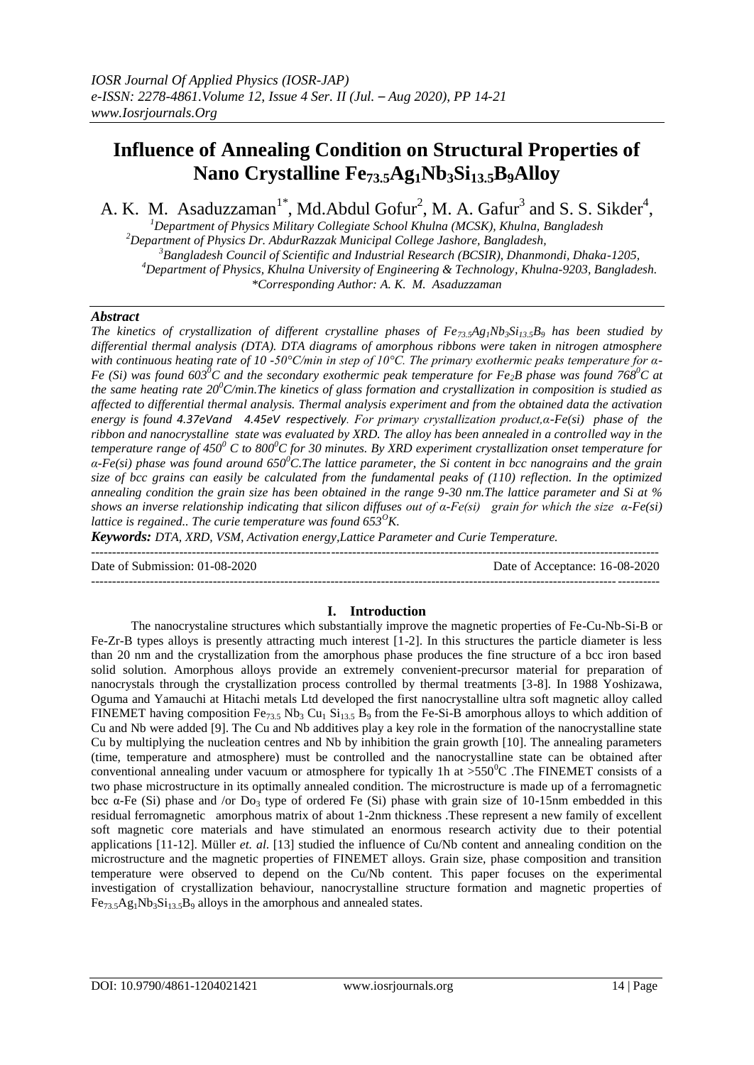# Influence of Annealing Condition on Structural Properties of Nano Crystalline $Fe_{73.5}Ag_1Nb_3Si_{13.5}B_9$ Alloy

A. K. M. Asaduzzaman[1*], Md.Abdul Gofur[2], M. A. Gafur[3] and S. S. Sikder[4],

[1]Department of Physics Military Collegiate School Khulna (MCSK), Khulna, Bangladesh
[2]Department of Physics Dr. AbdurRazzak Municipal College Jashore, Bangladesh,
[3]Bangladesh Council of Scientific and Industrial Research (BCSIR), Dhanmondi, Dhaka-1205,
[4]Department of Physics, Khulna University of Engineering & Technology, Khulna-9203, Bangladesh.
*Corresponding Author: A. K. M. Asaduzzaman

### *Abstract*

*The kinetics of crystallization of different crystalline phases of $Fe_{73.5}Ag_1Nb_3Si_{13.5}B_9$ has been studied by differential thermal analysis (DTA). DTA diagrams of amorphous ribbons were taken in nitrogen atmosphere with continuous heating rate of 10 -50°C/min in step of 10°C. The primary exothermic peaks temperature for α-Fe (Si) was found $603^0C$ and the secondary exothermic peak temperature for $Fe_2B$ phase was found $768^0C$ at the same heating rate $20^0C/min$.The kinetics of glass formation and crystallization in composition is studied as affected to differential thermal analysis. Thermal analysis experiment and from the obtained data the activation energy is found 4.37eVand 4.45eV respectively. For primary crystallization product,α-Fe(si) phase of the ribbon and nanocrystalline state was evaluated by XRD. The alloy has been annealed in a controlled way in the temperature range of $450^0$ C to $800^0C$ for 30 minutes. By XRD experiment crystallization onset temperature for α-Fe(si) phase was found around $650^0C$.The lattice parameter, the Si content in bcc nanograins and the grain size of bcc grains can easily be calculated from the fundamental peaks of (110) reflection. In the optimized annealing condition the grain size has been obtained in the range 9-30 nm.The lattice parameter and Si at % shows an inverse relationship indicating that silicon diffuses out of α-Fe(si) grain for which the size α-Fe(si) lattice is regained.. The curie temperature was found $653^OK$.*

***Keywords:*** *DTA, XRD, VSM, Activation energy,Lattice Parameter and Curie Temperature.*

---

Date of Submission: 01-08-2020 &nbsp;&nbsp;&nbsp;&nbsp;&nbsp;&nbsp;&nbsp;&nbsp; Date of Acceptance: 16-08-2020

---

## I. Introduction

The nanocrystaline structures which substantially improve the magnetic properties of Fe-Cu-Nb-Si-B or Fe-Zr-B types alloys is presently attracting much interest [1-2]. In this structures the particle diameter is less than 20 nm and the crystallization from the amorphous phase produces the fine structure of a bcc iron based solid solution. Amorphous alloys provide an extremely convenient-precursor material for preparation of nanocrystals through the crystallization process controlled by thermal treatments [3-8]. In 1988 Yoshizawa, Oguma and Yamauchi at Hitachi metals Ltd developed the first nanocrystalline ultra soft magnetic alloy called FINEMET having composition $Fe_{73.5}$ $Nb_3$ $Cu_1$ $Si_{13.5}$ $B_9$ from the Fe-Si-B amorphous alloys to which addition of Cu and Nb were added [9]. The Cu and Nb additives play a key role in the formation of the nanocrystalline state Cu by multiplying the nucleation centres and Nb by inhibition the grain growth [10]. The annealing parameters (time, temperature and atmosphere) must be controlled and the nanocrystalline state can be obtained after conventional annealing under vacuum or atmosphere for typically 1h at $>550^0C$ .The FINEMET consists of a two phase microstructure in its optimally annealed condition. The microstructure is made up of a ferromagnetic bcc α-Fe (Si) phase and /or $Do_3$ type of ordered Fe (Si) phase with grain size of 10-15nm embedded in this residual ferromagnetic amorphous matrix of about 1-2nm thickness .These represent a new family of excellent soft magnetic core materials and have stimulated an enormous research activity due to their potential applications [11-12]. Müller *et. al.* [13] studied the influence of Cu/Nb content and annealing condition on the microstructure and the magnetic properties of FINEMET alloys. Grain size, phase composition and transition temperature were observed to depend on the Cu/Nb content. This paper focuses on the experimental investigation of crystallization behaviour, nanocrystalline structure formation and magnetic properties of $Fe_{73.5}Ag_1Nb_3Si_{13.5}B_9$ alloys in the amorphous and annealed states.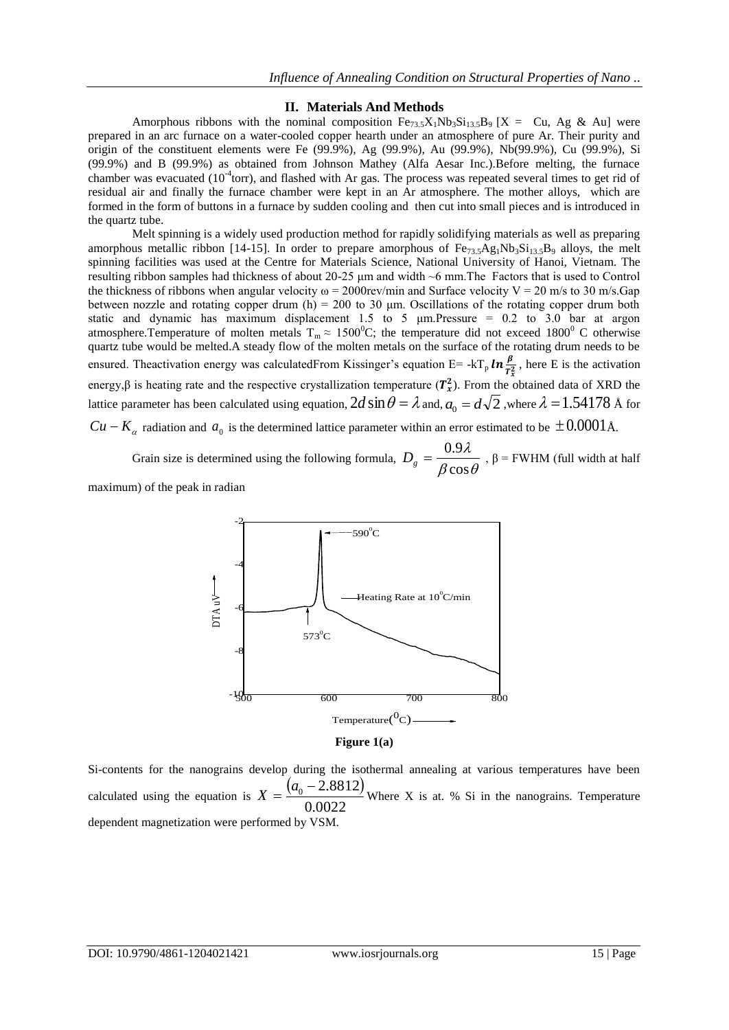## II. Materials And Methods

Amorphous ribbons with the nominal composition $Fe_{73.5}X_1Nb_3Si_{13.5}B_9$ [X = Cu, Ag & Au] were prepared in an arc furnace on a water-cooled copper hearth under an atmosphere of pure Ar. Their purity and origin of the constituent elements were Fe (99.9%), Ag (99.9%), Au (99.9%), Nb(99.9%), Cu (99.9%), Si (99.9%) and B (99.9%) as obtained from Johnson Mathey (Alfa Aesar Inc.).Before melting, the furnace chamber was evacuated ($10^{-4}$torr), and flashed with Ar gas. The process was repeated several times to get rid of residual air and finally the furnace chamber were kept in an Ar atmosphere. The mother alloys, which are formed in the form of buttons in a furnace by sudden cooling and then cut into small pieces and is introduced in the quartz tube.

Melt spinning is a widely used production method for rapidly solidifying materials as well as preparing amorphous metallic ribbon [14-15]. In order to prepare amorphous of $Fe_{73.5}Ag_1Nb_3Si_{13.5}B_9$ alloys, the melt spinning facilities was used at the Centre for Materials Science, National University of Hanoi, Vietnam. The resulting ribbon samples had thickness of about 20-25 μm and width ~6 mm.The Factors that is used to Control the thickness of ribbons when angular velocity ω = 2000rev/min and Surface velocity V = 20 m/s to 30 m/s.Gap between nozzle and rotating copper drum (h) = 200 to 30 μm. Oscillations of the rotating copper drum both static and dynamic has maximum displacement 1.5 to 5 μm.Pressure = 0.2 to 3.0 bar at argon atmosphere.Temperature of molten metals $T_m \approx 1500^0$C; the temperature did not exceed $1800^0$ C otherwise quartz tube would be melted.A steady flow of the molten metals on the surface of the rotating drum needs to be ensured. Theactivation energy was calculatedFrom Kissinger's equation $E = -kT_p \ln \frac{\beta}{T_x^2}$, here E is the activation energy,β is heating rate and the respective crystallization temperature ($T_x^2$). From the obtained data of XRD the lattice parameter has been calculated using equation, $2d\sin\theta = \lambda$ and, $a_0 = d\sqrt{2}$ ,where $\lambda = 1.54178$ Å for $Cu - K_\alpha$ radiation and $a_0$ is the determined lattice parameter within an error estimated to be $\pm 0.0001$Å.

Grain size is determined using the following formula, $D_g = \frac{0.9\lambda}{\beta\cos\theta}$ , β = FWHM (full width at half maximum) of the peak in radian

**Figure 1(a)**

Si-contents for the nanograins develop during the isothermal annealing at various temperatures have been calculated using the equation is $X = \frac{(a_0 - 2.8812)}{0.0022}$ Where X is at. % Si in the nanograins. Temperature dependent magnetization were performed by VSM.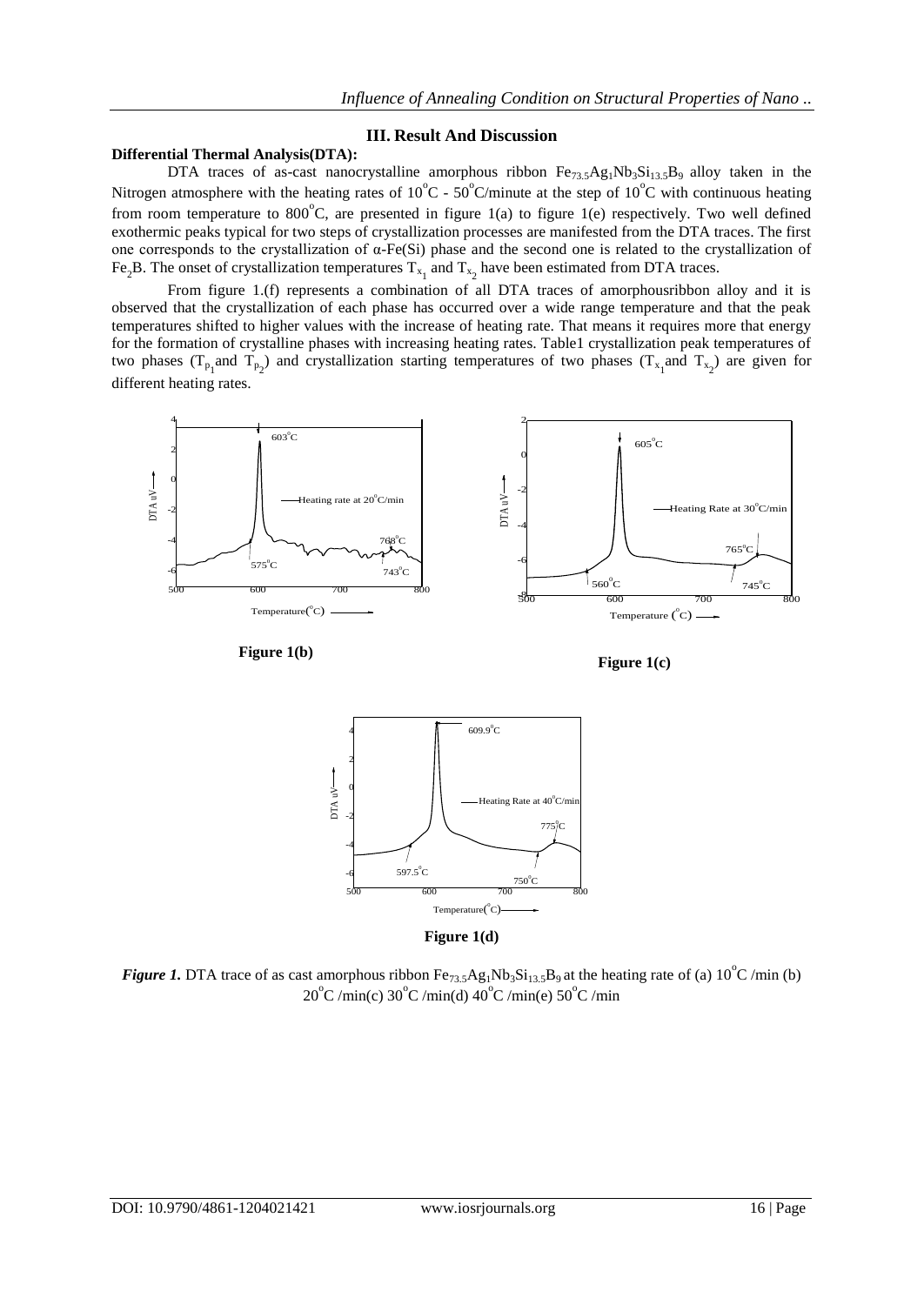## III. Result And Discussion

**Differential Thermal Analysis(DTA):**

DTA traces of as-cast nanocrystalline amorphous ribbon $Fe_{73.5}Ag_1Nb_3Si_{13.5}B_9$ alloy taken in the Nitrogen atmosphere with the heating rates of $10^oC$ - $50^oC$/minute at the step of $10^oC$ with continuous heating from room temperature to $800^oC$, are presented in figure 1(a) to figure 1(e) respectively. Two well defined exothermic peaks typical for two steps of crystallization processes are manifested from the DTA traces. The first one corresponds to the crystallization of α-Fe(Si) phase and the second one is related to the crystallization of $Fe_2B$. The onset of crystallization temperatures $T_{x_1}$ and $T_{x_2}$ have been estimated from DTA traces.

From figure 1.(f) represents a combination of all DTA traces of amorphousribbon alloy and it is observed that the crystallization of each phase has occurred over a wide range temperature and that the peak temperatures shifted to higher values with the increase of heating rate. That means it requires more that energy for the formation of crystalline phases with increasing heating rates. Table1 crystallization peak temperatures of two phases ($T_{p_1}$ and $T_{p_2}$) and crystallization starting temperatures of two phases ($T_{x_1}$ and $T_{x_2}$) are given for different heating rates.

**Figure 1(b)**

**Figure 1(c)**

**Figure 1(d)**

***Figure 1.*** DTA trace of as cast amorphous ribbon $Fe_{73.5}Ag_1Nb_3Si_{13.5}B_9$ at the heating rate of (a) $10^oC$ /min (b) $20^oC$ /min(c) $30^oC$ /min(d) $40^oC$ /min(e) $50^oC$ /min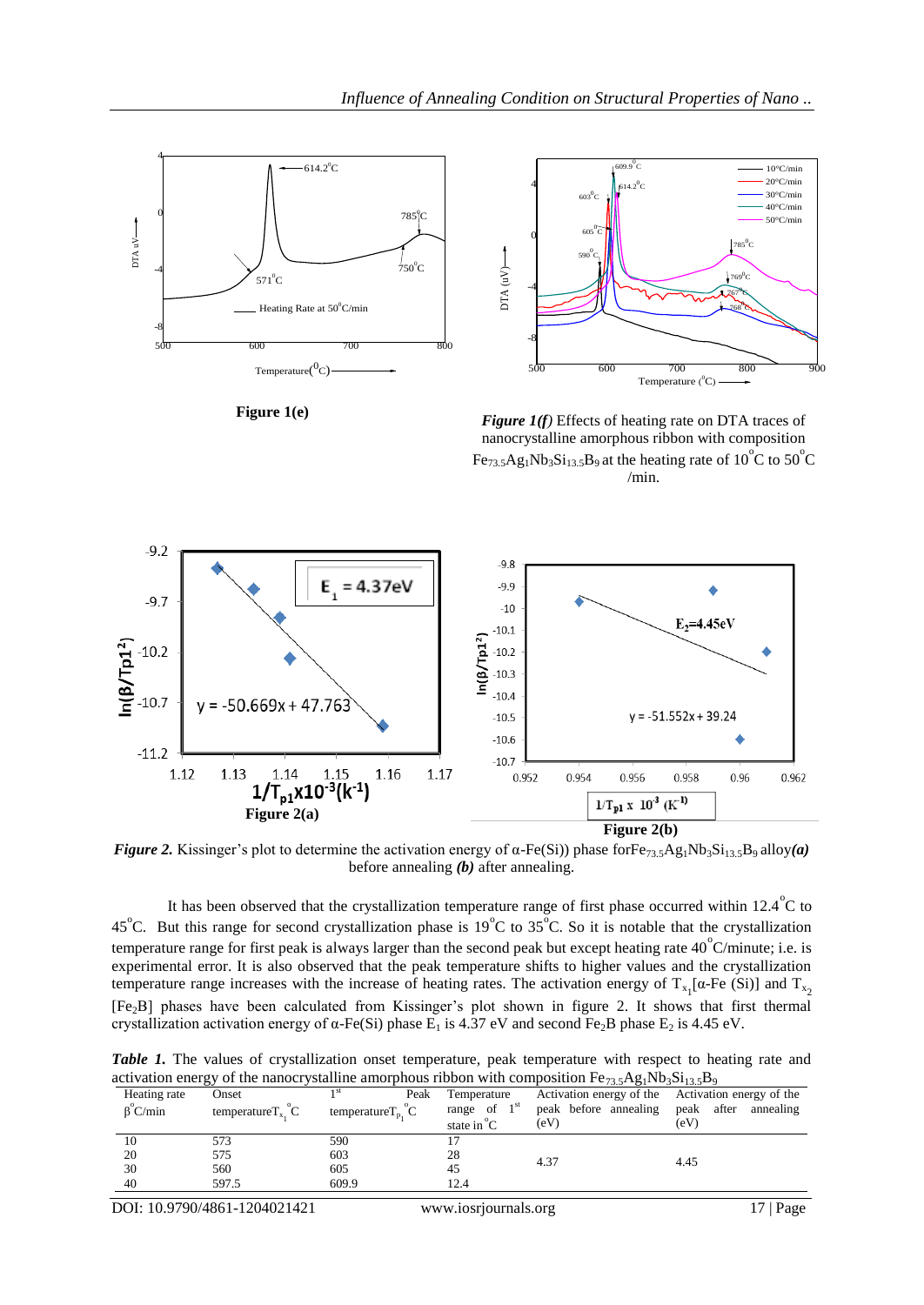Figure 1(e)

***Figure 1(f)*** Effects of heating rate on DTA traces of nanocrystalline amorphous ribbon with composition $Fe_{73.5}Ag_1Nb_3Si_{13.5}B_9$ at the heating rate of $10^{\circ}$C to $50^{\circ}$C /min.

Figure 2(a)

Figure 2(b)

***Figure 2.*** Kissinger's plot to determine the activation energy of α-Fe(Si)) phase for$Fe_{73.5}Ag_1Nb_3Si_{13.5}B_9$ alloy***(a)*** before annealing ***(b)*** after annealing.

It has been observed that the crystallization temperature range of first phase occurred within $12.4^{\circ}$C to $45^{\circ}$C. But this range for second crystallization phase is $19^{\circ}$C to $35^{\circ}$C. So it is notable that the crystallization temperature range for first peak is always larger than the second peak but except heating rate $40^{\circ}$C/minute; i.e. is experimental error. It is also observed that the peak temperature shifts to higher values and the crystallization temperature range increases with the increase of heating rates. The activation energy of $T_{x_1}$[α-Fe (Si)] and $T_{x_2}$ [$Fe_2B$] phases have been calculated from Kissinger's plot shown in figure 2. It shows that first thermal crystallization activation energy of α-Fe(Si) phase $E_1$ is 4.37 eV and second $Fe_2B$ phase $E_2$ is 4.45 eV.

***Table 1.*** The values of crystallization onset temperature, peak temperature with respect to heating rate and activation energy of the nanocrystalline amorphous ribbon with composition $Fe_{73.5}Ag_1Nb_3Si_{13.5}B_9$

| Heating rate $\beta^{\circ}$C/min | Onset temperature$T_{x_1}$ $^{\circ}$C | $1^{st}$ Peak temperature$T_{p_1}$ $^{\circ}$C | Temperature range of $1^{st}$ state in $^{\circ}$C | Activation energy of the peak before annealing (eV) | Activation energy of the peak after annealing (eV) |
|---|---|---|---|---|---|
| 10 | 573 | 590 | 17 | 4.37 | 4.45 |
| 20 | 575 | 603 | 28 | | |
| 30 | 560 | 605 | 45 | | |
| 40 | 597.5 | 609.9 | 12.4 | | |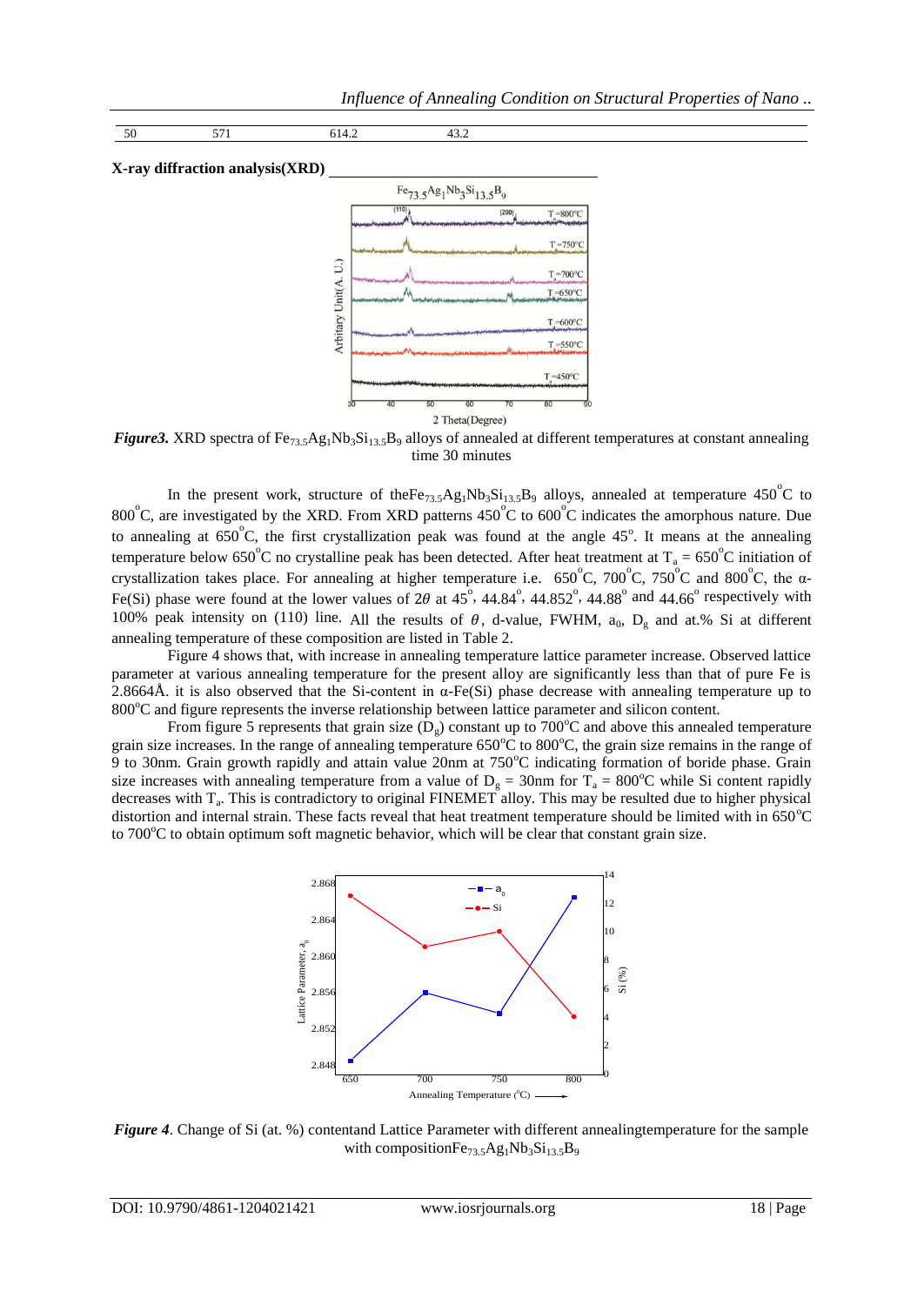| 50 | 571 | 614.2 | 43.2 |
|---|---|---|---|

**X-ray diffraction analysis(XRD)**

***Figure3.*** XRD spectra of $Fe_{73.5}Ag_1Nb_3Si_{13.5}B_9$ alloys of annealed at different temperatures at constant annealing time 30 minutes

In the present work, structure of the$Fe_{73.5}Ag_1Nb_3Si_{13.5}B_9$ alloys, annealed at temperature 450°C to 800°C, are investigated by the XRD. From XRD patterns 450°C to 600°C indicates the amorphous nature. Due to annealing at 650°C, the first crystallization peak was found at the angle 45°. It means at the annealing temperature below 650°C no crystalline peak has been detected. After heat treatment at $T_a$ = 650°C initiation of crystallization takes place. For annealing at higher temperature i.e. 650°C, 700°C, 750°C and 800°C, the α-Fe(Si) phase were found at the lower values of $2\theta$ at 45°, 44.84°, 44.852°, 44.88° and 44.66° respectively with 100% peak intensity on (110) line. All the results of $\theta$, d-value, FWHM, $a_0$, $D_g$ and at.% Si at different annealing temperature of these composition are listed in Table 2.

Figure 4 shows that, with increase in annealing temperature lattice parameter increase. Observed lattice parameter at various annealing temperature for the present alloy are significantly less than that of pure Fe is 2.8664Å. it is also observed that the Si-content in α-Fe(Si) phase decrease with annealing temperature up to 800°C and figure represents the inverse relationship between lattice parameter and silicon content.

From figure 5 represents that grain size ($D_g$) constant up to 700°C and above this annealed temperature grain size increases. In the range of annealing temperature 650°C to 800°C, the grain size remains in the range of 9 to 30nm. Grain growth rapidly and attain value 20nm at 750°C indicating formation of boride phase. Grain size increases with annealing temperature from a value of $D_g$ = 30nm for $T_a$ = 800°C while Si content rapidly decreases with $T_a$. This is contradictory to original FINEMET alloy. This may be resulted due to higher physical distortion and internal strain. These facts reveal that heat treatment temperature should be limited with in 650°C to 700°C to obtain optimum soft magnetic behavior, which will be clear that constant grain size.

***Figure 4***. Change of Si (at. %) contentand Lattice Parameter with different annealingtemperature for the sample with composition$Fe_{73.5}Ag_1Nb_3Si_{13.5}B_9$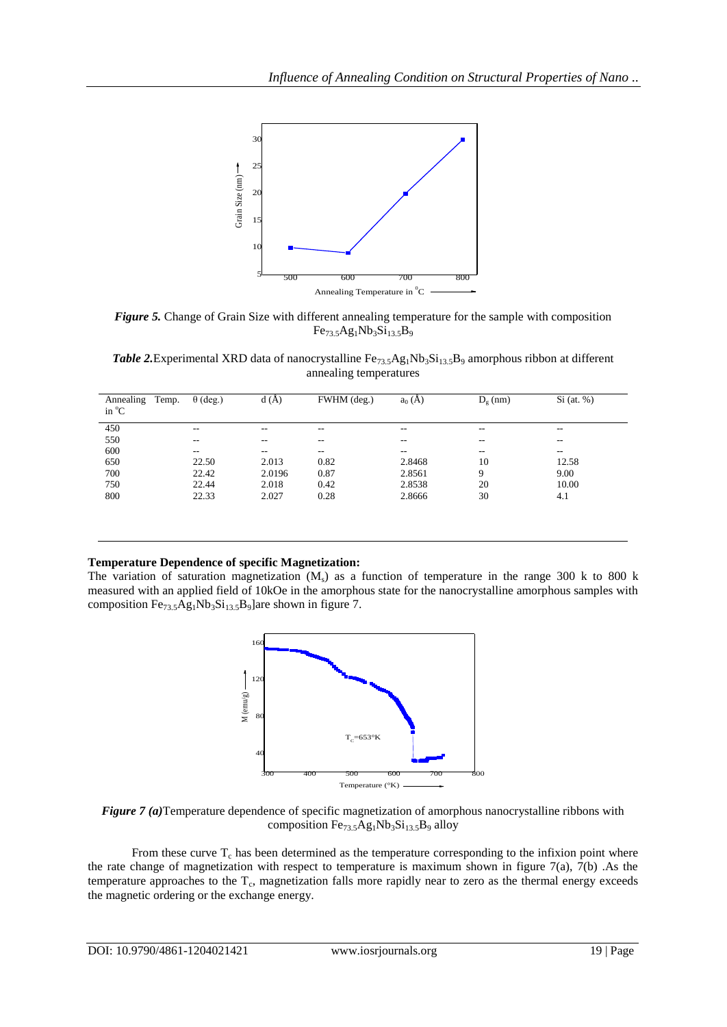*Figure 5.* Change of Grain Size with different annealing temperature for the sample with composition $Fe_{73.5}Ag_1Nb_3Si_{13.5}B_9$

***Table 2.*** Experimental XRD data of nanocrystalline $Fe_{73.5}Ag_1Nb_3Si_{13.5}B_9$ amorphous ribbon at different annealing temperatures

| Annealing Temp. in °C | θ (deg.) | d (Å) | FWHM (deg.) | $a_0$ (Å) | $D_g$ (nm) | Si (at. %) |
|---|---|---|---|---|---|---|
| 450 | -- | -- | -- | -- | -- | -- |
| 550 | -- | -- | -- | -- | -- | -- |
| 600 | -- | -- | -- | -- | -- | -- |
| 650 | 22.50 | 2.013 | 0.82 | 2.8468 | 10 | 12.58 |
| 700 | 22.42 | 2.0196 | 0.87 | 2.8561 | 9 | 9.00 |
| 750 | 22.44 | 2.018 | 0.42 | 2.8538 | 20 | 10.00 |
| 800 | 22.33 | 2.027 | 0.28 | 2.8666 | 30 | 4.1 |

**Temperature Dependence of specific Magnetization:**

The variation of saturation magnetization ($M_s$) as a function of temperature in the range 300 k to 800 k measured with an applied field of 10kOe in the amorphous state for the nanocrystalline amorphous samples with composition $Fe_{73.5}Ag_1Nb_3Si_{13.5}B_9$]are shown in figure 7.

***Figure 7 (a)*** Temperature dependence of specific magnetization of amorphous nanocrystalline ribbons with composition $Fe_{73.5}Ag_1Nb_3Si_{13.5}B_9$ alloy

From these curve $T_c$ has been determined as the temperature corresponding to the infixion point where the rate change of magnetization with respect to temperature is maximum shown in figure 7(a), 7(b) .As the temperature approaches to the $T_c$, magnetization falls more rapidly near to zero as the thermal energy exceeds the magnetic ordering or the exchange energy.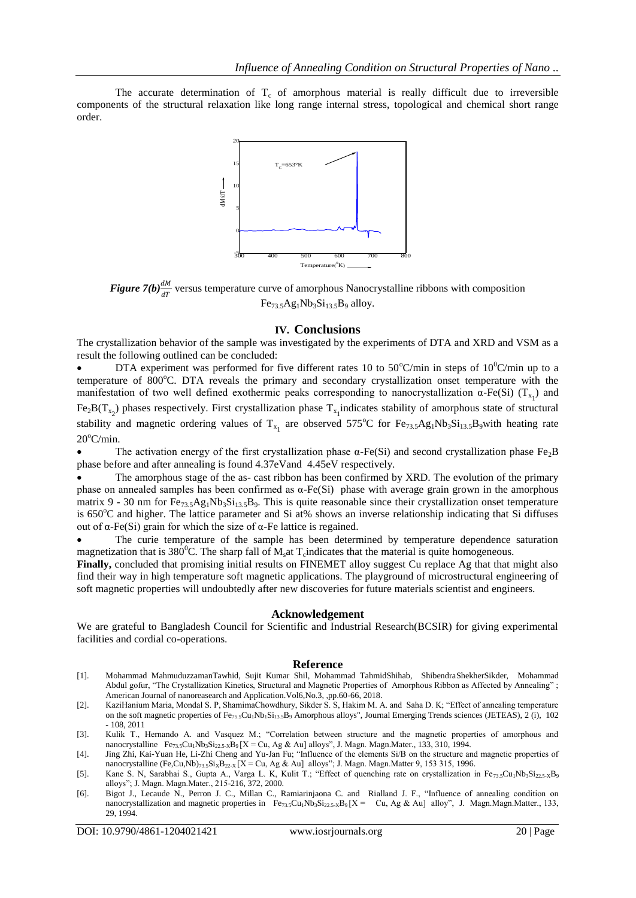The accurate determination of $T_c$ of amorphous material is really difficult due to irreversible components of the structural relaxation like long range internal stress, topological and chemical short range order.

***Figure 7(b)*** $\frac{dM}{dT}$ versus temperature curve of amorphous Nanocrystalline ribbons with composition $Fe_{73.5}Ag_1Nb_3Si_{13.5}B_9$ alloy.

## IV. Conclusions

The crystallization behavior of the sample was investigated by the experiments of DTA and XRD and VSM as a result the following outlined can be concluded:

- DTA experiment was performed for five different rates 10 to 50°C/min in steps of $10^0$C/min up to a temperature of 800°C. DTA reveals the primary and secondary crystallization onset temperature with the manifestation of two well defined exothermic peaks corresponding to nanocrystallization α-Fe(Si) ($T_{x_1}$) and $Fe_2B$($T_{x_2}$) phases respectively. First crystallization phase $T_{x_1}$ indicates stability of amorphous state of structural stability and magnetic ordering values of $T_{x_1}$ are observed 575°C for $Fe_{73.5}Ag_1Nb_3Si_{13.5}B_9$ with heating rate 20°C/min.
- The activation energy of the first crystallization phase α-Fe(Si) and second crystallization phase $Fe_2B$ phase before and after annealing is found 4.37eVand 4.45eV respectively.
- The amorphous stage of the as- cast ribbon has been confirmed by XRD. The evolution of the primary phase on annealed samples has been confirmed as α-Fe(Si) phase with average grain grown in the amorphous matrix 9 - 30 nm for $Fe_{73.5}Ag_1Nb_3Si_{13.5}B_9$. This is quite reasonable since their crystallization onset temperature is 650°C and higher. The lattice parameter and Si at% shows an inverse relationship indicating that Si diffuses out of α-Fe(Si) grain for which the size of α-Fe lattice is regained.
- The curie temperature of the sample has been determined by temperature dependence saturation magnetization that is $380^0$C. The sharp fall of $M_s$ at $T_c$ indicates that the material is quite homogeneous.

**Finally,** concluded that promising initial results on FINEMET alloy suggest Cu replace Ag that that might also find their way in high temperature soft magnetic applications. The playground of microstructural engineering of soft magnetic properties will undoubtedly after new discoveries for future materials scientist and engineers.

### Acknowledgement

We are grateful to Bangladesh Council for Scientific and Industrial Research(BCSIR) for giving experimental facilities and cordial co-operations.

### Reference

[1]. Mohammad MahmuduzzamanTawhid, Sujit Kumar Shil, Mohammad TahmidShihab, ShibendraShekherSikder, Mohammad Abdul gofur, "The Crystallization Kinetics, Structural and Magnetic Properties of Amorphous Ribbon as Affected by Annealing" ; American Journal of nanoreasearch and Application.Vol6,No.3, ,pp.60-66, 2018.

[2]. KaziHanium Maria, Mondal S. P, ShamimaChowdhury, Sikder S. S, Hakim M. A. and Saha D. K; "Effect of annealing temperature on the soft magnetic properties of $Fe_{75.5}Cu_1Nb_1Si_{13.5}B_9$ Amorphous alloys", Journal Emerging Trends sciences (JETEAS), 2 (i), 102 - 108, 2011

[3]. Kulik T., Hernando A. and Vasquez M.; "Correlation between structure and the magnetic properties of amorphous and nanocrystalline $Fe_{73.5}Cu_1Nb_3Si_{22.5\text{-}X}B_9$ [X = Cu, Ag & Au] alloys", J. Magn. Magn.Mater., 133, 310, 1994.

[4]. Jing Zhi, Kai-Yuan He, Li-Zhi Cheng and Yu-Jan Fu; "Influence of the elements Si/B on the structure and magnetic properties of nanocrystalline $(Fe,Cu,Nb)_{73.5}Si_XB_{22\text{-}X}$ [X = Cu, Ag & Au] alloys"; J. Magn. Magn.Matter 9, 153 315, 1996.

[5]. Kane S. N, Sarabhai S., Gupta A., Varga L. K, Kulit T.; "Effect of quenching rate on crystallization in $Fe_{73.5}Cu_1Nb_3Si_{22.5\text{-}X}B_9$ alloys"; J. Magn. Magn.Mater., 215-216, 372, 2000.

[6]. Bigot J., Lecaude N., Perron J. C., Millan C., Ramiarinjaona C. and Rialland J. F., "Influence of annealing condition on nanocrystallization and magnetic properties in $Fe_{73.5}Cu_1Nb_3Si_{22.5\text{-}X}B_9$ [X = Cu, Ag & Au] alloy", J. Magn.Magn.Matter., 133, 29, 1994.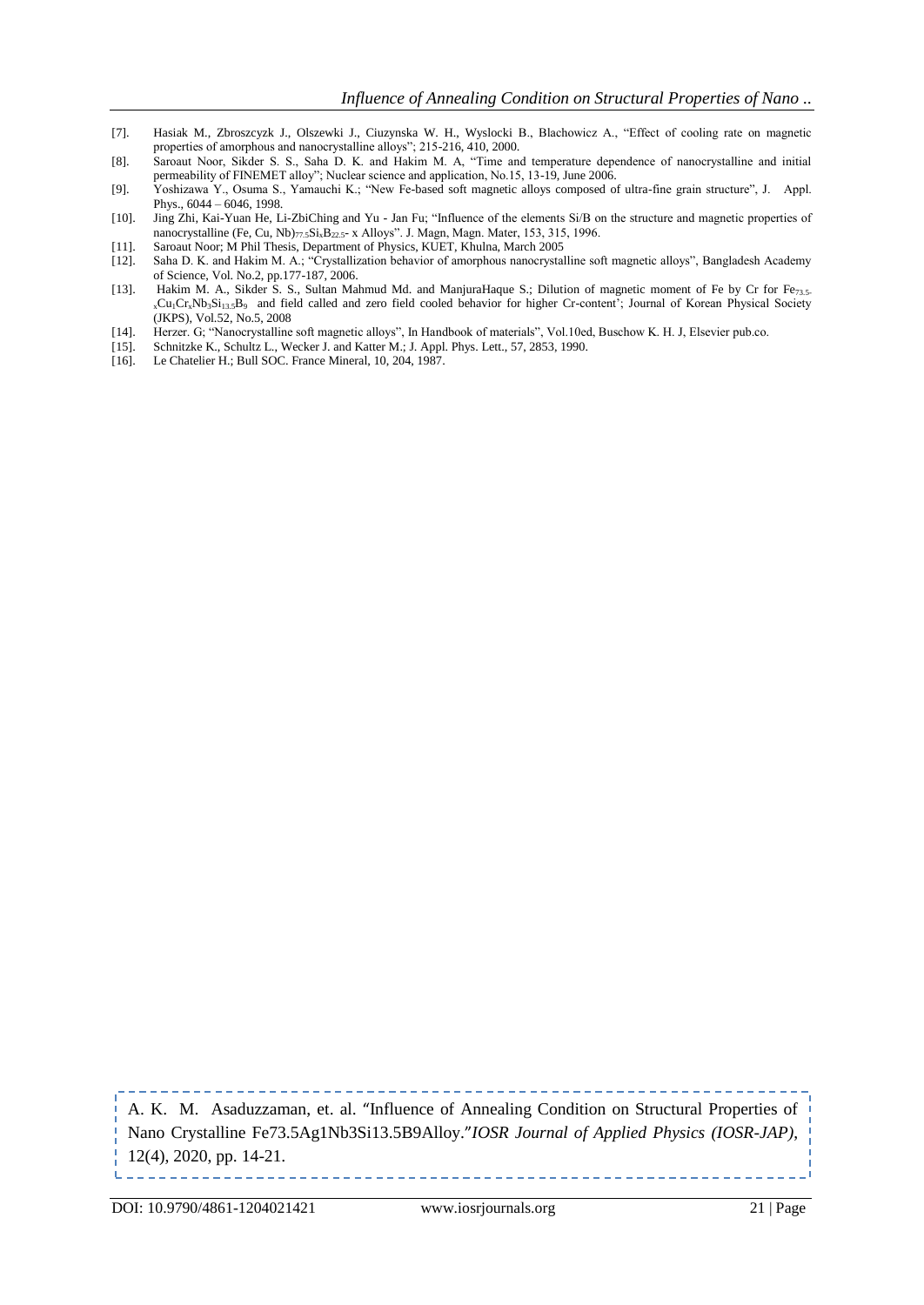[7]. Hasiak M., Zbroszcyzk J., Olszewki J., Ciuzynska W. H., Wyslocki B., Blachowicz A., "Effect of cooling rate on magnetic properties of amorphous and nanocrystalline alloys"; 215-216, 410, 2000.

[8]. Saroaut Noor, Sikder S. S., Saha D. K. and Hakim M. A, "Time and temperature dependence of nanocrystalline and initial permeability of FINEMET alloy"; Nuclear science and application, No.15, 13-19, June 2006.

[9]. Yoshizawa Y., Osuma S., Yamauchi K.; "New Fe-based soft magnetic alloys composed of ultra-fine grain structure", J. Appl. Phys., 6044 – 6046, 1998.

[10]. Jing Zhi, Kai-Yuan He, Li-ZbiChing and Yu - Jan Fu; "Influence of the elements Si/B on the structure and magnetic properties of nanocrystalline $(Fe, Cu, Nb)_{77.5}Si_xB_{22.5}$- x Alloys". J. Magn, Magn. Mater, 153, 315, 1996.

[11]. Saroaut Noor; M Phil Thesis, Department of Physics, KUET, Khulna, March 2005

[12]. Saha D. K. and Hakim M. A.; "Crystallization behavior of amorphous nanocrystalline soft magnetic alloys", Bangladesh Academy of Science, Vol. No.2, pp.177-187, 2006.

[13]. Hakim M. A., Sikder S. S., Sultan Mahmud Md. and ManjuraHaque S.; Dilution of magnetic moment of Fe by Cr for $Fe_{73.5-x}Cu_1Cr_xNb_3Si_{13.5}B_9$ and field called and zero field cooled behavior for higher Cr-content'; Journal of Korean Physical Society (JKPS), Vol.52, No.5, 2008

[14]. Herzer. G; "Nanocrystalline soft magnetic alloys", In Handbook of materials", Vol.10ed, Buschow K. H. J, Elsevier pub.co.

[15]. Schnitzke K., Schultz L., Wecker J. and Katter M.; J. Appl. Phys. Lett., 57, 2853, 1990.

[16]. Le Chatelier H.; Bull SOC. France Mineral, 10, 204, 1987.

A. K. M. Asaduzzaman, et. al. "Influence of Annealing Condition on Structural Properties of Nano Crystalline Fe73.5Ag1Nb3Si13.5B9Alloy."*IOSR Journal of Applied Physics (IOSR-JAP)*, 12(4), 2020, pp. 14-21.